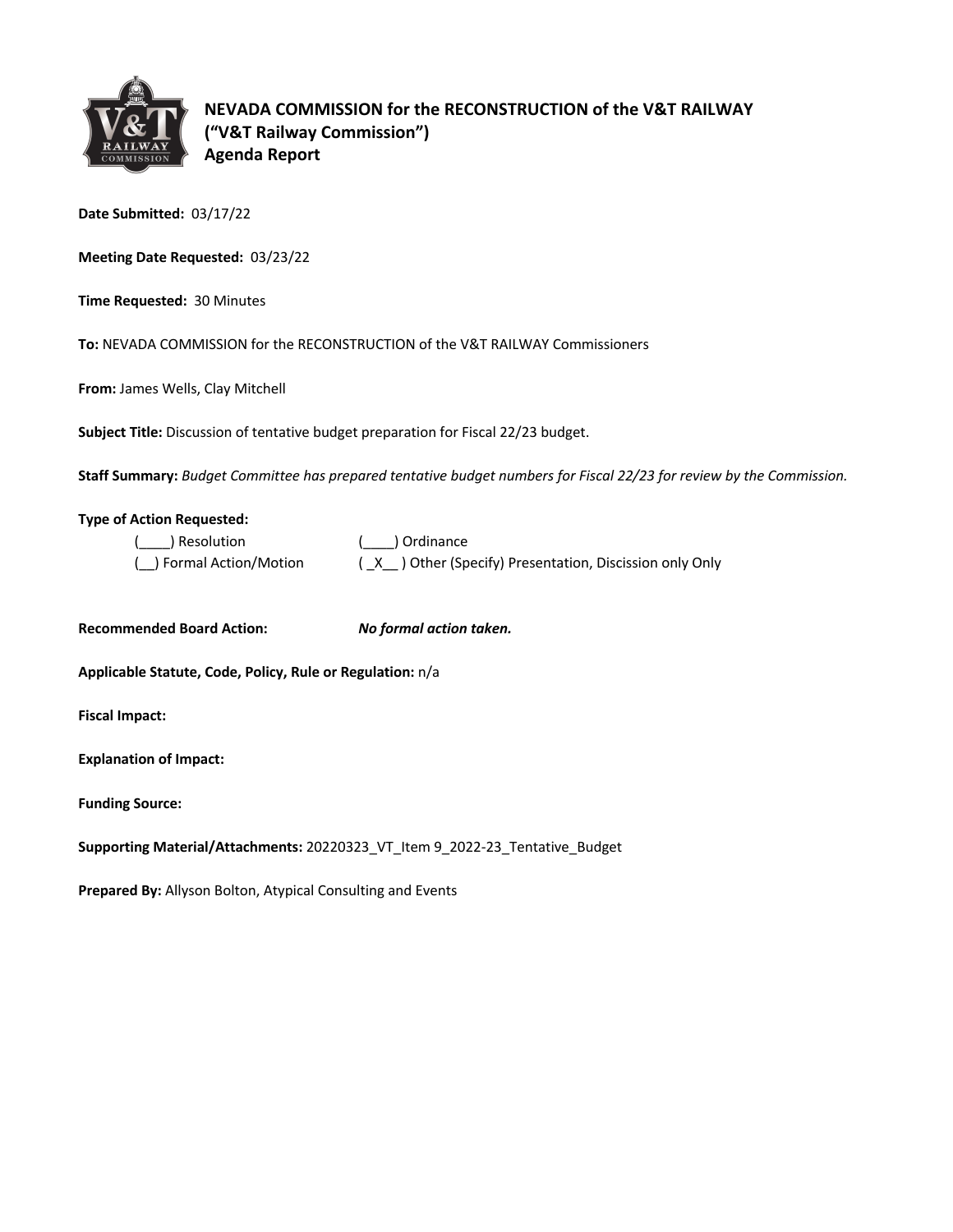# NEVADA COMMISSION for the RECONSTRUCTION of the V&T RAILWAY
## ("V&T Railway Commission")
## Agenda Report

**Date Submitted:** 03/17/22

**Meeting Date Requested:** 03/23/22

**Time Requested:** 30 Minutes

**To:** NEVADA COMMISSION for the RECONSTRUCTION of the V&T RAILWAY Commissioners

**From:** James Wells, Clay Mitchell

**Subject Title:** Discussion of tentative budget preparation for Fiscal 22/23 budget.

**Staff Summary:** *Budget Committee has prepared tentative budget numbers for Fiscal 22/23 for review by the Commission.*

**Type of Action Requested:**

(____) Resolution (____) Ordinance

(__) Formal Action/Motion ( _X__ ) Other (Specify) Presentation, Discission only Only

**Recommended Board Action:** ***No formal action taken.***

**Applicable Statute, Code, Policy, Rule or Regulation:** n/a

**Fiscal Impact:**

**Explanation of Impact:**

**Funding Source:**

**Supporting Material/Attachments:** 20220323_VT_Item 9_2022-23_Tentative_Budget

**Prepared By:** Allyson Bolton, Atypical Consulting and Events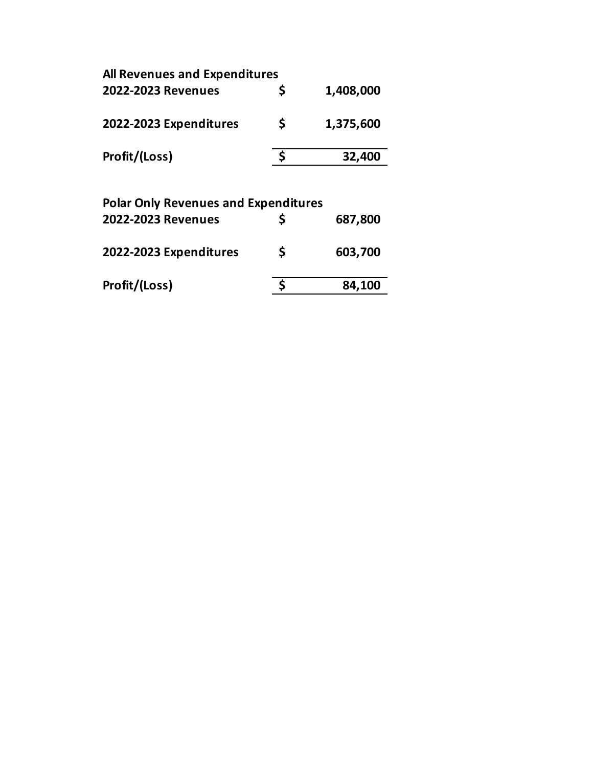**All Revenues and Expenditures**

| | | |
|---|---|---|
| **2022-2023 Revenues** | **$** | **1,408,000** |
| **2022-2023 Expenditures** | **$** | **1,375,600** |
| **Profit/(Loss)** | **$** | **32,400** |

**Polar Only Revenues and Expenditures**

| | | |
|---|---|---|
| **2022-2023 Revenues** | **$** | **687,800** |
| **2022-2023 Expenditures** | **$** | **603,700** |
| **Profit/(Loss)** | **$** | **84,100** |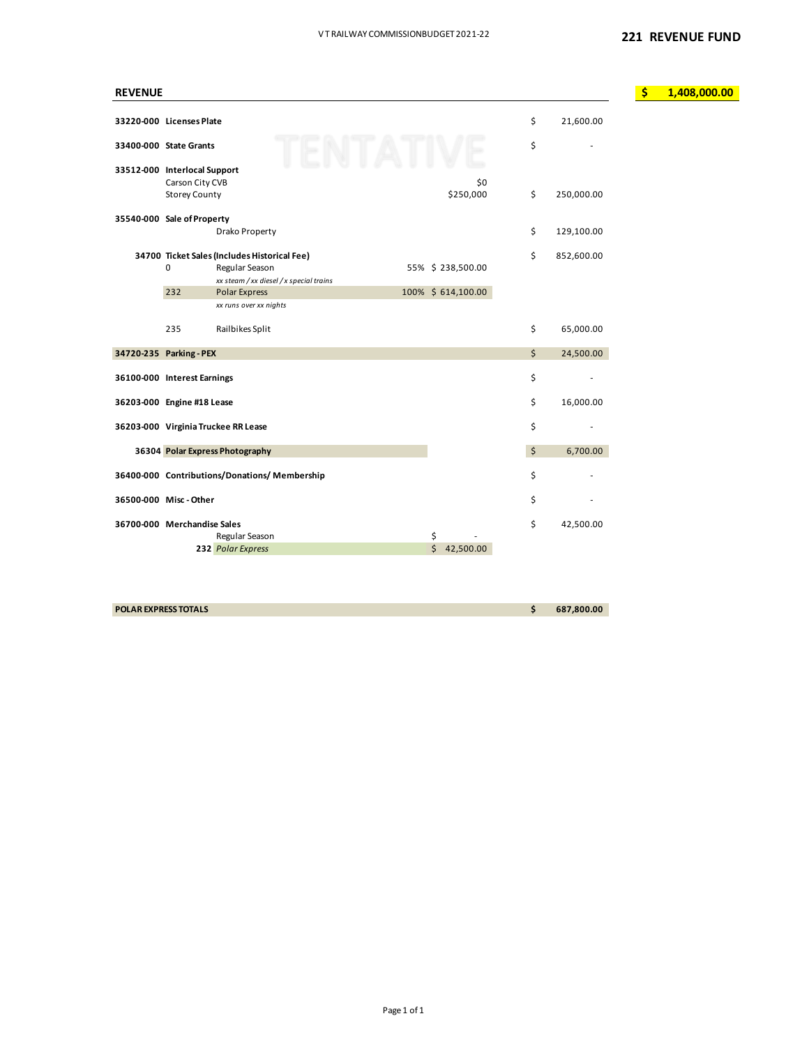# V T RAILWAY COMMISSION BUDGET 2021-22

## 221 REVENUE FUND

**REVENUE** — **$ 1,408,000.00**

TENTATIVE

| Account | Description | | | Detail | Amount |
|---|---|---|---|---|---|
| **33220-000** | **Licenses Plate** | | | | $ 21,600.00 |
| **33400-000** | **State Grants** | | | | $ - |
| **33512-000** | **Interlocal Support** | | | | |
| | Carson City CVB | | | $0 | |
| | Storey County | | | $250,000 | $ 250,000.00 |
| **35540-000** | **Sale of Property** | | | | |
| | | Drako Property | | | $ 129,100.00 |
| **34700** | **Ticket Sales (Includes Historical Fee)** | | | | $ 852,600.00 |
| | 0 | Regular Season | 55% | $ 238,500.00 | |
| | | *xx steam / xx diesel / x special trains* | | | |
| | 232 | Polar Express | 100% | $ 614,100.00 | |
| | | *xx runs over xx nights* | | | |
| | 235 | Railbikes Split | | | $ 65,000.00 |
| **34720-235** | **Parking - PEX** | | | | $ 24,500.00 |
| **36100-000** | **Interest Earnings** | | | | $ - |
| **36203-000** | **Engine #18 Lease** | | | | $ 16,000.00 |
| **36203-000** | **Virginia Truckee RR Lease** | | | | $ - |
| **36304** | **Polar Express Photography** | | | | $ 6,700.00 |
| **36400-000** | **Contributions/Donations/ Membership** | | | | $ - |
| **36500-000** | **Misc - Other** | | | | $ - |
| **36700-000** | **Merchandise Sales** | | | | $ 42,500.00 |
| | | Regular Season | | $ - | |
| | **232** | *Polar Express* | | $ 42,500.00 | |

| | |
|---|---|
| **POLAR EXPRESS TOTALS** | **$ 687,800.00** |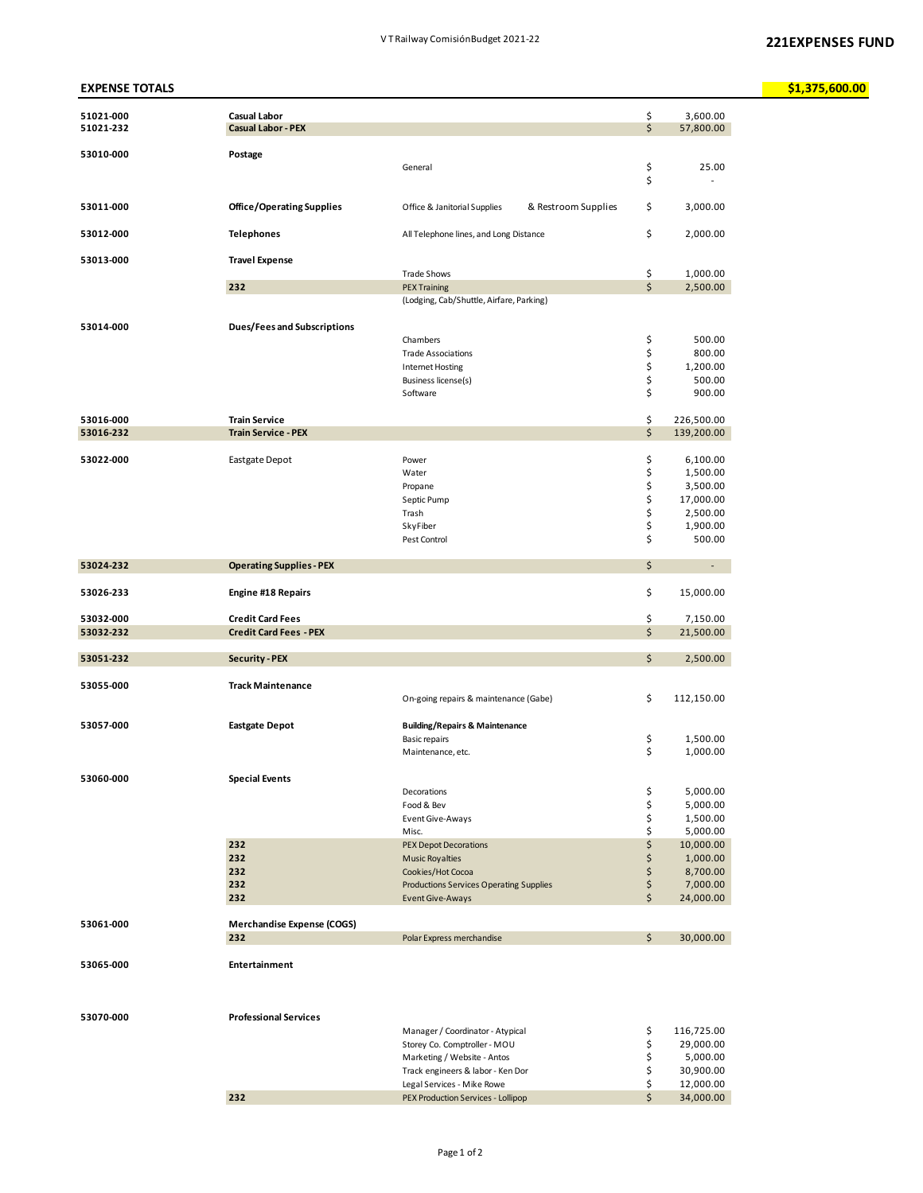V T Railway ComisiónBudget 2021-22

**221EXPENSES FUND**

## EXPENSE TOTALS

**$1,375,600.00**

| Account | Category | Description | Amount |
|---|---|---|---|
| 51021-000 | **Casual Labor** | | $ 3,600.00 |
| 51021-232 | **Casual Labor - PEX** | | $ 57,800.00 |
| 53010-000 | **Postage** | | |
| | | General | $ 25.00 |
| | | | $ - |
| 53011-000 | **Office/Operating Supplies** | Office & Janitorial Supplies & Restroom Supplies | $ 3,000.00 |
| 53012-000 | **Telephones** | All Telephone lines, and Long Distance | $ 2,000.00 |
| 53013-000 | **Travel Expense** | | |
| | | Trade Shows | $ 1,000.00 |
| | **232** | PEX Training | $ 2,500.00 |
| | | (Lodging, Cab/Shuttle, Airfare, Parking) | |
| 53014-000 | **Dues/Fees and Subscriptions** | | |
| | | Chambers | $ 500.00 |
| | | Trade Associations | $ 800.00 |
| | | Internet Hosting | $ 1,200.00 |
| | | Business license(s) | $ 500.00 |
| | | Software | $ 900.00 |
| 53016-000 | **Train Service** | | $ 226,500.00 |
| 53016-232 | **Train Service - PEX** | | $ 139,200.00 |
| 53022-000 | Eastgate Depot | Power | $ 6,100.00 |
| | | Water | $ 1,500.00 |
| | | Propane | $ 3,500.00 |
| | | Septic Pump | $ 17,000.00 |
| | | Trash | $ 2,500.00 |
| | | SkyFiber | $ 1,900.00 |
| | | Pest Control | $ 500.00 |
| 53024-232 | **Operating Supplies - PEX** | | $ - |
| 53026-233 | **Engine #18 Repairs** | | $ 15,000.00 |
| 53032-000 | **Credit Card Fees** | | $ 7,150.00 |
| 53032-232 | **Credit Card Fees - PEX** | | $ 21,500.00 |
| 53051-232 | **Security - PEX** | | $ 2,500.00 |
| 53055-000 | **Track Maintenance** | | |
| | | On-going repairs & maintenance (Gabe) | $ 112,150.00 |
| 53057-000 | **Eastgate Depot** | **Building/Repairs & Maintenance** | |
| | | Basic repairs | $ 1,500.00 |
| | | Maintenance, etc. | $ 1,000.00 |
| 53060-000 | **Special Events** | | |
| | | Decorations | $ 5,000.00 |
| | | Food & Bev | $ 5,000.00 |
| | | Event Give-Aways | $ 1,500.00 |
| | | Misc. | $ 5,000.00 |
| | **232** | PEX Depot Decorations | $ 10,000.00 |
| | **232** | Music Royalties | $ 1,000.00 |
| | **232** | Cookies/Hot Cocoa | $ 8,700.00 |
| | **232** | Productions Services Operating Supplies | $ 7,000.00 |
| | **232** | Event Give-Aways | $ 24,000.00 |
| 53061-000 | **Merchandise Expense (COGS)** | | |
| | **232** | Polar Express merchandise | $ 30,000.00 |
| 53065-000 | **Entertainment** | | |
| 53070-000 | **Professional Services** | | |
| | | Manager / Coordinator - Atypical | $ 116,725.00 |
| | | Storey Co. Comptroller - MOU | $ 29,000.00 |
| | | Marketing / Website - Antos | $ 5,000.00 |
| | | Track engineers & labor - Ken Dor | $ 30,900.00 |
| | | Legal Services - Mike Rowe | $ 12,000.00 |
| | **232** | PEX Production Services - Lollipop | $ 34,000.00 |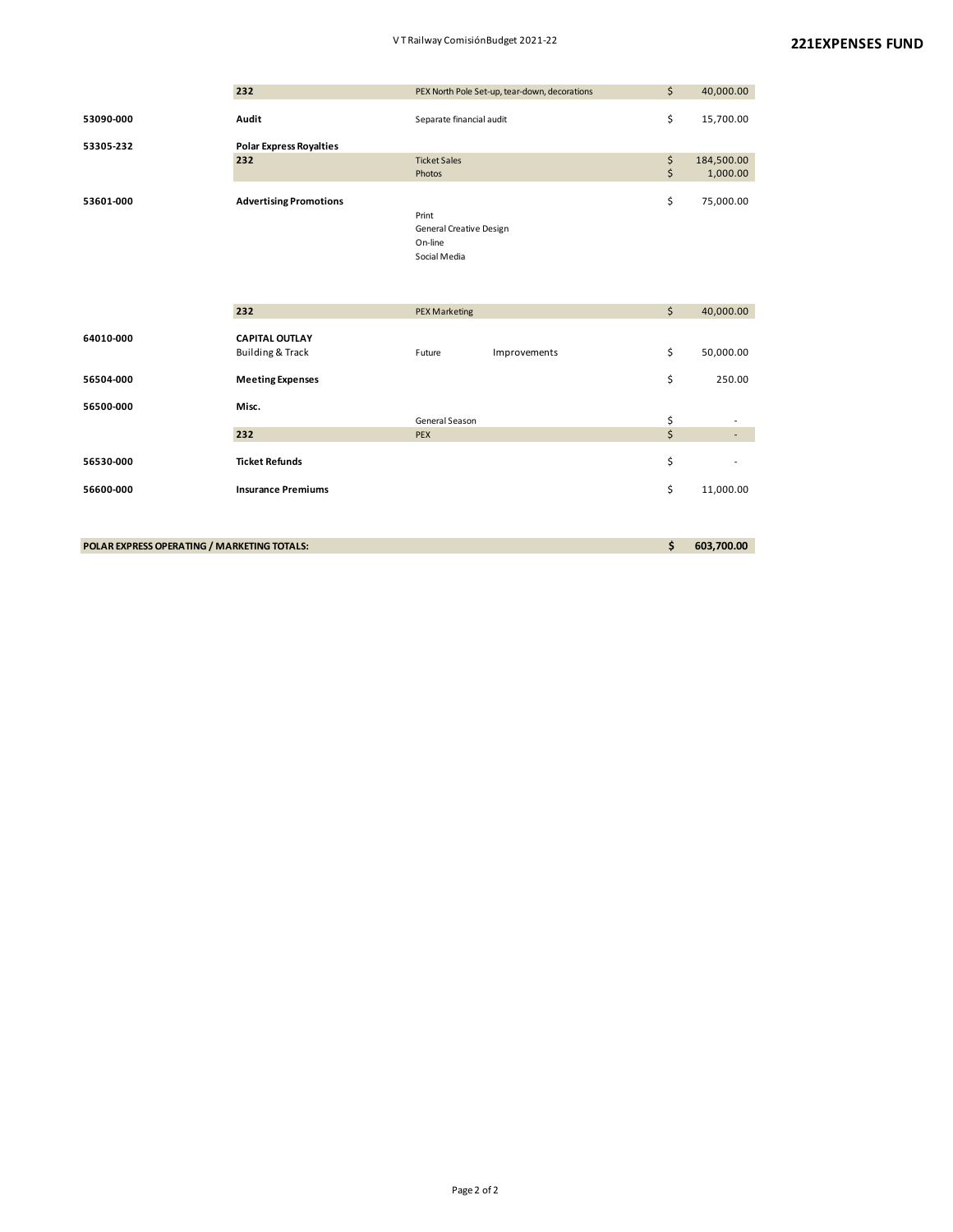V T Railway ComisiónBudget 2021-22

**221EXPENSES FUND**

| | | | |
|---|---|---|---|
| | **232** | PEX North Pole Set-up, tear-down, decorations | $ 40,000.00 |
| **53090-000** | **Audit** | Separate financial audit | $ 15,700.00 |
| **53305-232** | **Polar Express Royalties** | | |
| | **232** | Ticket Sales | $ 184,500.00 |
| | | Photos | $ 1,000.00 |
| **53601-000** | **Advertising Promotions** | | $ 75,000.00 |
| | | Print | |
| | | General Creative Design | |
| | | On-line | |
| | | Social Media | |
| | **232** | PEX Marketing | $ 40,000.00 |
| **64010-000** | **CAPITAL OUTLAY** | | |
| | Building & Track | Future Improvements | $ 50,000.00 |
| **56504-000** | **Meeting Expenses** | | $ 250.00 |
| **56500-000** | **Misc.** | | |
| | | General Season | $ - |
| | **232** | PEX | $ - |
| **56530-000** | **Ticket Refunds** | | $ - |
| **56600-000** | **Insurance Premiums** | | $ 11,000.00 |
| **POLAR EXPRESS OPERATING / MARKETING TOTALS:** | | | **$ 603,700.00** |